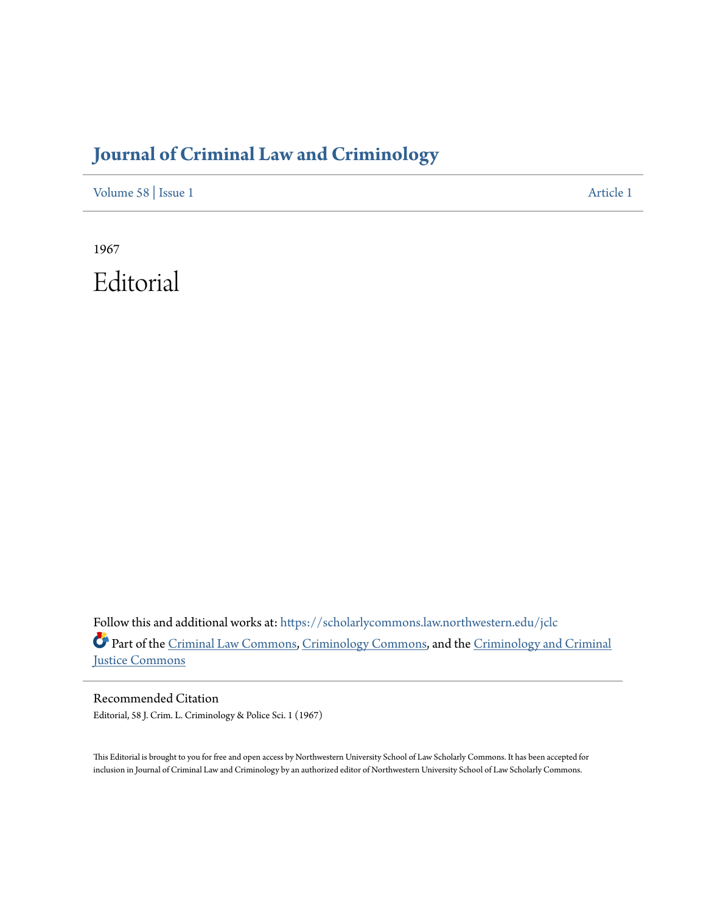# Journal of Criminal Law and Criminology

Volume 58 | Issue 1 Article 1

1967

# Editorial

Follow this and additional works at: https://scholarlycommons.law.northwestern.edu/jclc

Part of the Criminal Law Commons, Criminology Commons, and the Criminology and Criminal Justice Commons

## Recommended Citation

Editorial, 58 J. Crim. L. Criminology & Police Sci. 1 (1967)

This Editorial is brought to you for free and open access by Northwestern University School of Law Scholarly Commons. It has been accepted for inclusion in Journal of Criminal Law and Criminology by an authorized editor of Northwestern University School of Law Scholarly Commons.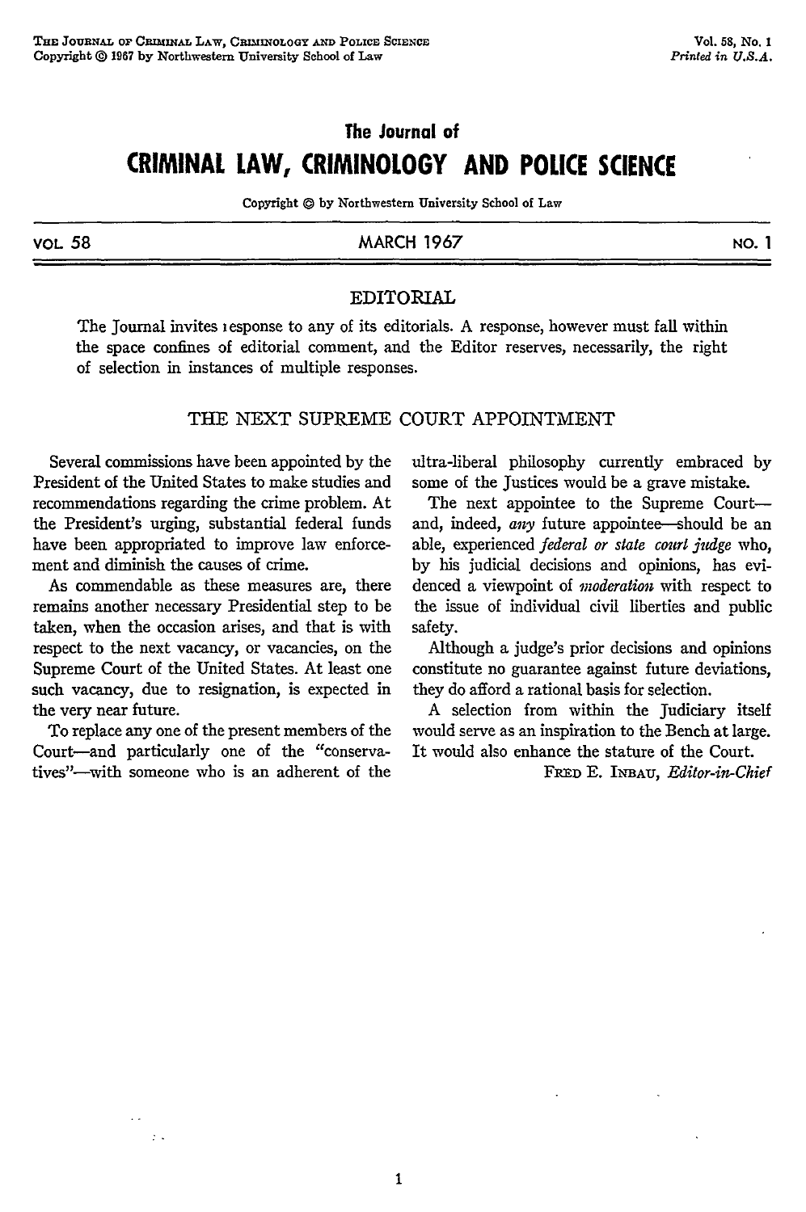# The Journal of

# CRIMINAL LAW, CRIMINOLOGY AND POLICE SCIENCE

Copyright © by Northwestern University School of Law

VOL. 58 — MARCH 1967 — NO. 1

## EDITORIAL

The Journal invites response to any of its editorials. A response, however must fall within the space confines of editorial comment, and the Editor reserves, necessarily, the right of selection in instances of multiple responses.

## THE NEXT SUPREME COURT APPOINTMENT

Several commissions have been appointed by the President of the United States to make studies and recommendations regarding the crime problem. At the President's urging, substantial federal funds have been appropriated to improve law enforcement and diminish the causes of crime.

As commendable as these measures are, there remains another necessary Presidential step to be taken, when the occasion arises, and that is with respect to the next vacancy, or vacancies, on the Supreme Court of the United States. At least one such vacancy, due to resignation, is expected in the very near future.

To replace any one of the present members of the Court—and particularly one of the "conservatives"—with someone who is an adherent of the ultra-liberal philosophy currently embraced by some of the Justices would be a grave mistake.

The next appointee to the Supreme Court—and, indeed, *any* future appointee—should be an able, experienced *federal or state court judge* who, by his judicial decisions and opinions, has evidenced a viewpoint of *moderation* with respect to the issue of individual civil liberties and public safety.

Although a judge's prior decisions and opinions constitute no guarantee against future deviations, they do afford a rational basis for selection.

A selection from within the Judiciary itself would serve as an inspiration to the Bench at large. It would also enhance the stature of the Court.

FRED E. INBAU, *Editor-in-Chief*